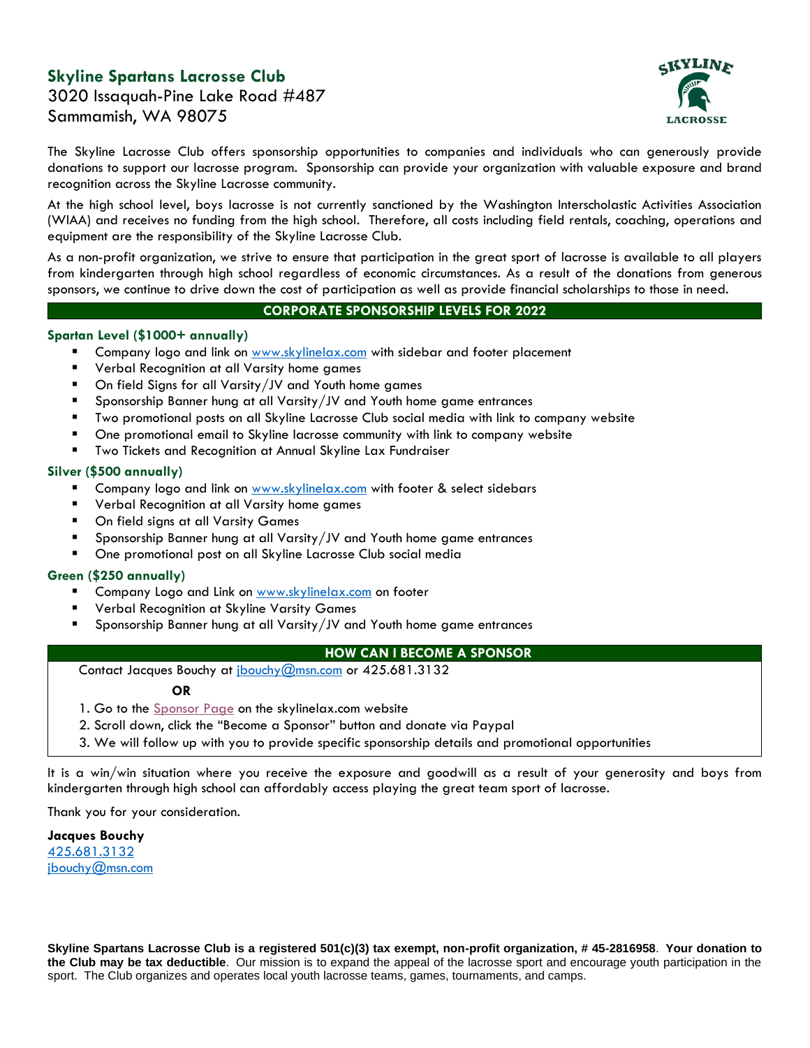## Skyline Spartans Lacrosse Club

3020 Issaquah-Pine Lake Road #487
Sammamish, WA 98075

The Skyline Lacrosse Club offers sponsorship opportunities to companies and individuals who can generously provide donations to support our lacrosse program. Sponsorship can provide your organization with valuable exposure and brand recognition across the Skyline Lacrosse community.

At the high school level, boys lacrosse is not currently sanctioned by the Washington Interscholastic Activities Association (WIAA) and receives no funding from the high school. Therefore, all costs including field rentals, coaching, operations and equipment are the responsibility of the Skyline Lacrosse Club.

As a non-profit organization, we strive to ensure that participation in the great sport of lacrosse is available to all players from kindergarten through high school regardless of economic circumstances. As a result of the donations from generous sponsors, we continue to drive down the cost of participation as well as provide financial scholarships to those in need.

### CORPORATE SPONSORSHIP LEVELS FOR 2022

**Spartan Level ($1000+ annually)**

- Company logo and link on www.skylinelax.com with sidebar and footer placement
- Verbal Recognition at all Varsity home games
- On field Signs for all Varsity/JV and Youth home games
- Sponsorship Banner hung at all Varsity/JV and Youth home game entrances
- Two promotional posts on all Skyline Lacrosse Club social media with link to company website
- One promotional email to Skyline lacrosse community with link to company website
- Two Tickets and Recognition at Annual Skyline Lax Fundraiser

**Silver ($500 annually)**

- Company logo and link on www.skylinelax.com with footer & select sidebars
- Verbal Recognition at all Varsity home games
- On field signs at all Varsity Games
- Sponsorship Banner hung at all Varsity/JV and Youth home game entrances
- One promotional post on all Skyline Lacrosse Club social media

**Green ($250 annually)**

- Company Logo and Link on www.skylinelax.com on footer
- Verbal Recognition at Skyline Varsity Games
- Sponsorship Banner hung at all Varsity/JV and Youth home game entrances

### HOW CAN I BECOME A SPONSOR

Contact Jacques Bouchy at jbouchy@msn.com or 425.681.3132

**OR**

1. Go to the Sponsor Page on the skylinelax.com website
2. Scroll down, click the "Become a Sponsor" button and donate via Paypal
3. We will follow up with you to provide specific sponsorship details and promotional opportunities

It is a win/win situation where you receive the exposure and goodwill as a result of your generosity and boys from kindergarten through high school can affordably access playing the great team sport of lacrosse.

Thank you for your consideration.

**Jacques Bouchy**
425.681.3132
jbouchy@msn.com

**Skyline Spartans Lacrosse Club is a registered 501(c)(3) tax exempt, non-profit organization, # 45-2816958**. **Your donation to the Club may be tax deductible**. Our mission is to expand the appeal of the lacrosse sport and encourage youth participation in the sport. The Club organizes and operates local youth lacrosse teams, games, tournaments, and camps.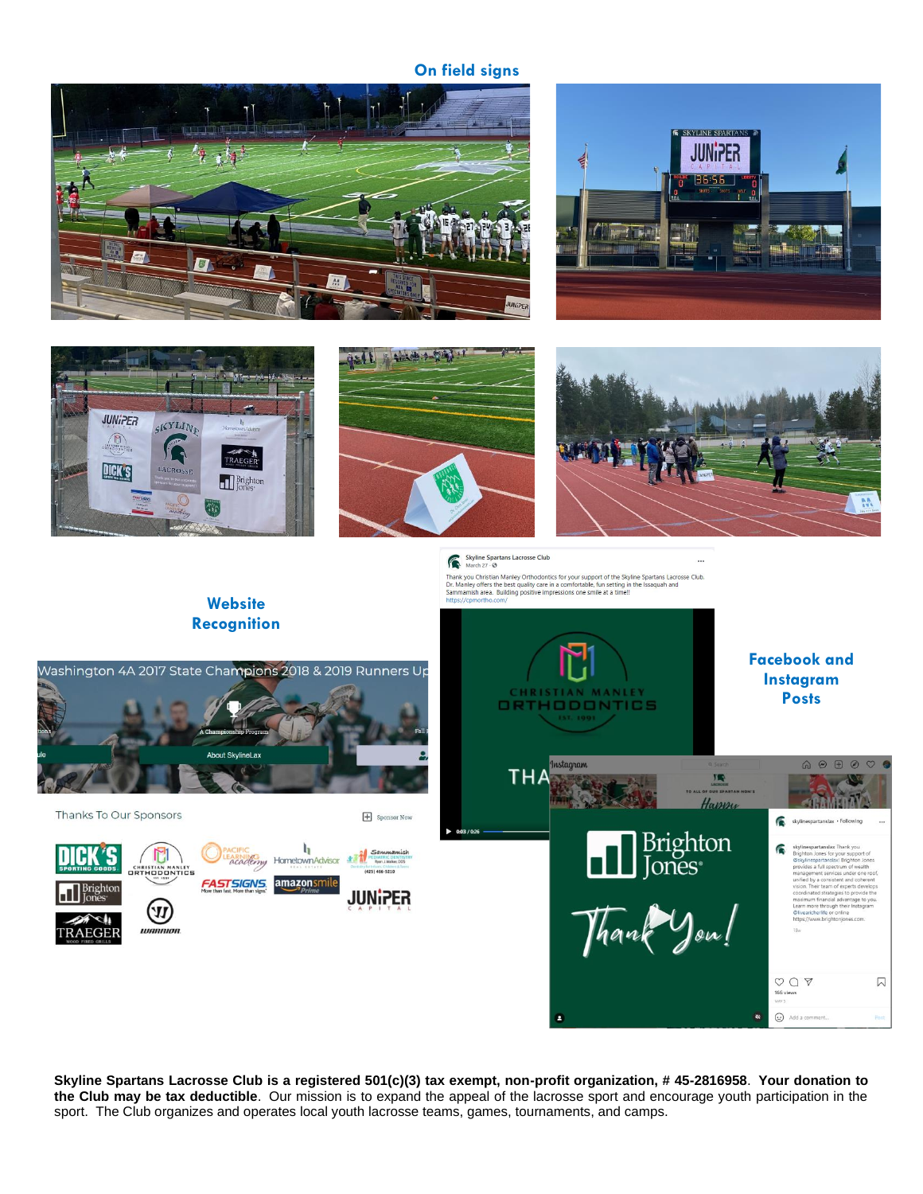## On field signs

## Website Recognition

## Facebook and Instagram Posts

**Skyline Spartans Lacrosse Club is a registered 501(c)(3) tax exempt, non-profit organization, # 45-2816958**. **Your donation to the Club may be tax deductible**. Our mission is to expand the appeal of the lacrosse sport and encourage youth participation in the sport. The Club organizes and operates local youth lacrosse teams, games, tournaments, and camps.